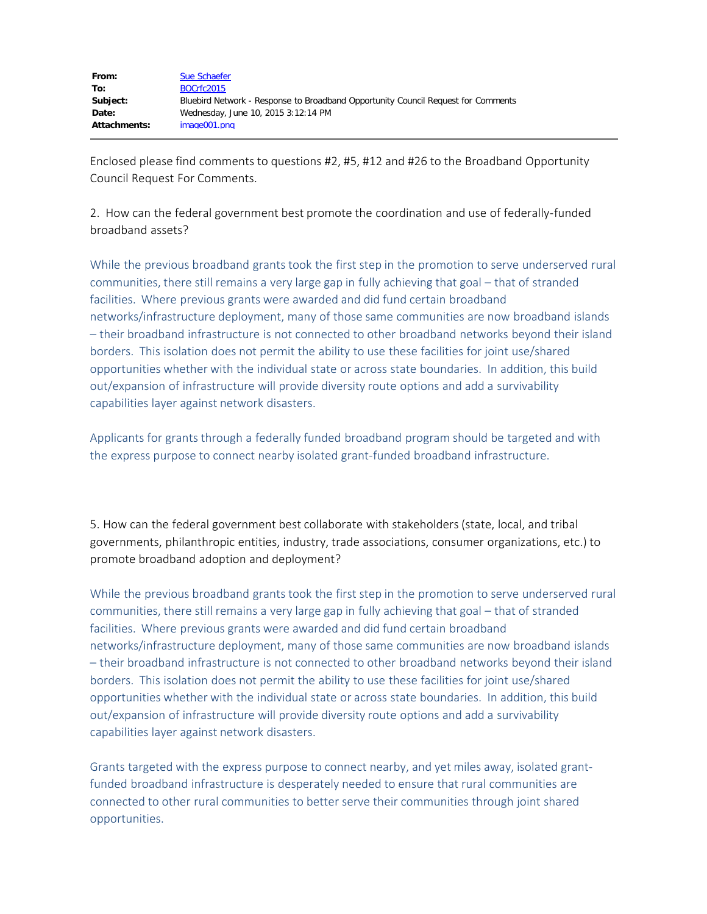| | |
|---|---|
| **From:** | Sue Schaefer |
| **To:** | BOCrfc2015 |
| **Subject:** | Bluebird Network - Response to Broadband Opportunity Council Request for Comments |
| **Date:** | Wednesday, June 10, 2015 3:12:14 PM |
| **Attachments:** | image001.png |

Enclosed please find comments to questions #2, #5, #12 and #26 to the Broadband Opportunity Council Request For Comments.

2. How can the federal government best promote the coordination and use of federally-funded broadband assets?

While the previous broadband grants took the first step in the promotion to serve underserved rural communities, there still remains a very large gap in fully achieving that goal – that of stranded facilities. Where previous grants were awarded and did fund certain broadband networks/infrastructure deployment, many of those same communities are now broadband islands – their broadband infrastructure is not connected to other broadband networks beyond their island borders. This isolation does not permit the ability to use these facilities for joint use/shared opportunities whether with the individual state or across state boundaries. In addition, this build out/expansion of infrastructure will provide diversity route options and add a survivability capabilities layer against network disasters.

Applicants for grants through a federally funded broadband program should be targeted and with the express purpose to connect nearby isolated grant-funded broadband infrastructure.

5. How can the federal government best collaborate with stakeholders (state, local, and tribal governments, philanthropic entities, industry, trade associations, consumer organizations, etc.) to promote broadband adoption and deployment?

While the previous broadband grants took the first step in the promotion to serve underserved rural communities, there still remains a very large gap in fully achieving that goal – that of stranded facilities. Where previous grants were awarded and did fund certain broadband networks/infrastructure deployment, many of those same communities are now broadband islands – their broadband infrastructure is not connected to other broadband networks beyond their island borders. This isolation does not permit the ability to use these facilities for joint use/shared opportunities whether with the individual state or across state boundaries. In addition, this build out/expansion of infrastructure will provide diversity route options and add a survivability capabilities layer against network disasters.

Grants targeted with the express purpose to connect nearby, and yet miles away, isolated grant-funded broadband infrastructure is desperately needed to ensure that rural communities are connected to other rural communities to better serve their communities through joint shared opportunities.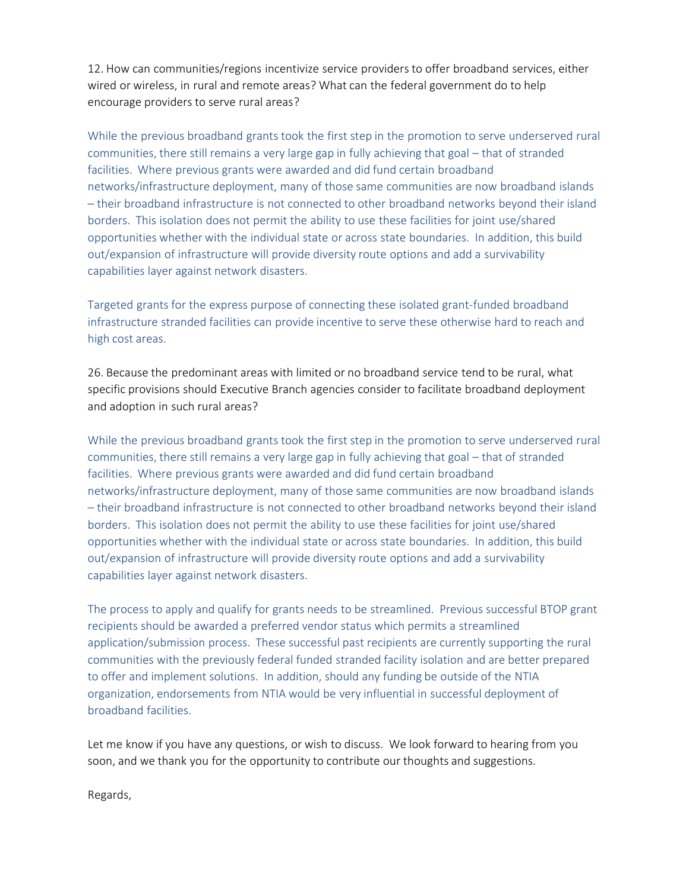12. How can communities/regions incentivize service providers to offer broadband services, either wired or wireless, in rural and remote areas? What can the federal government do to help encourage providers to serve rural areas?

While the previous broadband grants took the first step in the promotion to serve underserved rural communities, there still remains a very large gap in fully achieving that goal – that of stranded facilities. Where previous grants were awarded and did fund certain broadband networks/infrastructure deployment, many of those same communities are now broadband islands – their broadband infrastructure is not connected to other broadband networks beyond their island borders. This isolation does not permit the ability to use these facilities for joint use/shared opportunities whether with the individual state or across state boundaries. In addition, this build out/expansion of infrastructure will provide diversity route options and add a survivability capabilities layer against network disasters.

Targeted grants for the express purpose of connecting these isolated grant-funded broadband infrastructure stranded facilities can provide incentive to serve these otherwise hard to reach and high cost areas.

26. Because the predominant areas with limited or no broadband service tend to be rural, what specific provisions should Executive Branch agencies consider to facilitate broadband deployment and adoption in such rural areas?

While the previous broadband grants took the first step in the promotion to serve underserved rural communities, there still remains a very large gap in fully achieving that goal – that of stranded facilities. Where previous grants were awarded and did fund certain broadband networks/infrastructure deployment, many of those same communities are now broadband islands – their broadband infrastructure is not connected to other broadband networks beyond their island borders. This isolation does not permit the ability to use these facilities for joint use/shared opportunities whether with the individual state or across state boundaries. In addition, this build out/expansion of infrastructure will provide diversity route options and add a survivability capabilities layer against network disasters.

The process to apply and qualify for grants needs to be streamlined. Previous successful BTOP grant recipients should be awarded a preferred vendor status which permits a streamlined application/submission process. These successful past recipients are currently supporting the rural communities with the previously federal funded stranded facility isolation and are better prepared to offer and implement solutions. In addition, should any funding be outside of the NTIA organization, endorsements from NTIA would be very influential in successful deployment of broadband facilities.

Let me know if you have any questions, or wish to discuss. We look forward to hearing from you soon, and we thank you for the opportunity to contribute our thoughts and suggestions.

Regards,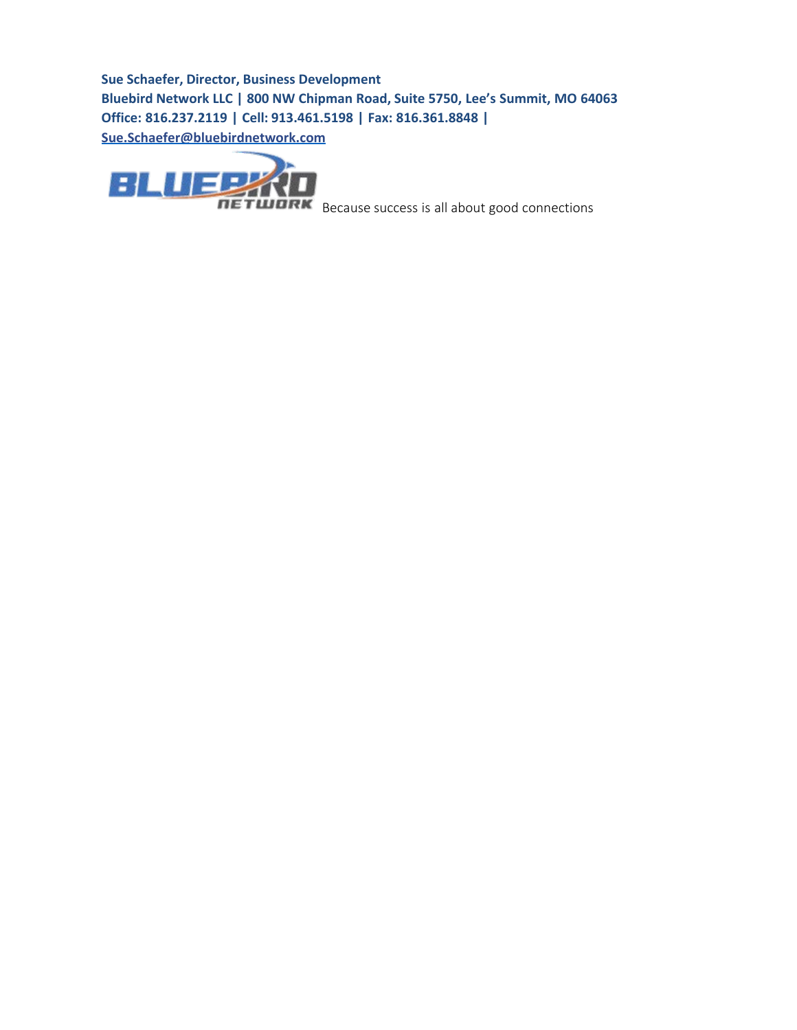**Sue Schaefer, Director, Business Development**
**Bluebird Network LLC | 800 NW Chipman Road, Suite 5750, Lee's Summit, MO 64063**
**Office: 816.237.2119 | Cell: 913.461.5198 | Fax: 816.361.8848 |**
**Sue.Schaefer@bluebirdnetwork.com**

BLUEBIRD NETWORK Because success is all about good connections